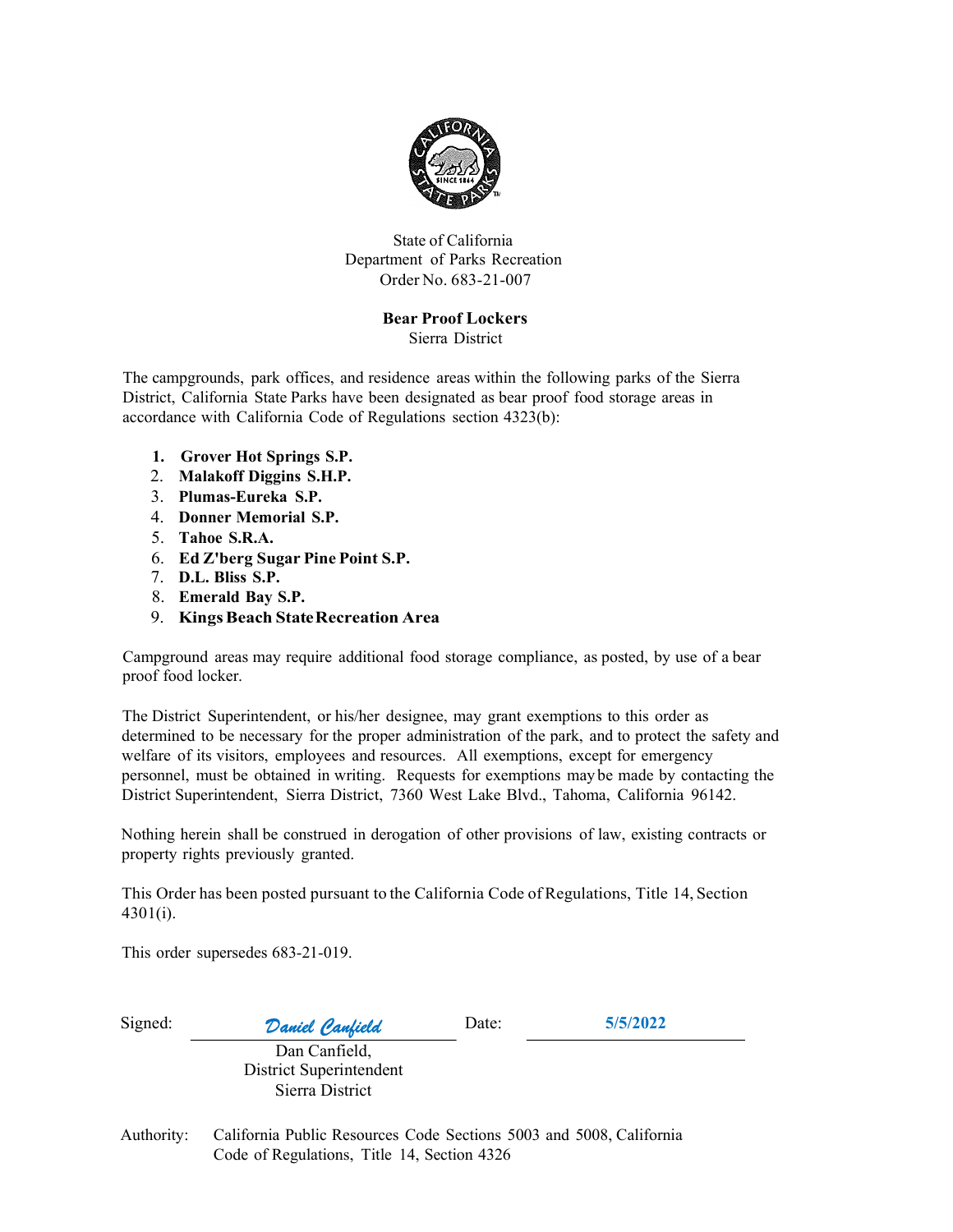State of California
Department of Parks Recreation
Order No. 683-21-007

**Bear Proof Lockers**
Sierra District

The campgrounds, park offices, and residence areas within the following parks of the Sierra District, California State Parks have been designated as bear proof food storage areas in accordance with California Code of Regulations section 4323(b):

1. **Grover Hot Springs S.P.**
2. **Malakoff Diggins S.H.P.**
3. **Plumas-Eureka S.P.**
4. **Donner Memorial S.P.**
5. **Tahoe S.R.A.**
6. **Ed Z'berg Sugar Pine Point S.P.**
7. **D.L. Bliss S.P.**
8. **Emerald Bay S.P.**
9. **Kings Beach State Recreation Area**

Campground areas may require additional food storage compliance, as posted, by use of a bear proof food locker.

The District Superintendent, or his/her designee, may grant exemptions to this order as determined to be necessary for the proper administration of the park, and to protect the safety and welfare of its visitors, employees and resources. All exemptions, except for emergency personnel, must be obtained in writing. Requests for exemptions may be made by contacting the District Superintendent, Sierra District, 7360 West Lake Blvd., Tahoma, California 96142.

Nothing herein shall be construed in derogation of other provisions of law, existing contracts or property rights previously granted.

This Order has been posted pursuant to the California Code of Regulations, Title 14, Section 4301(i).

This order supersedes 683-21-019.

Signed: *Daniel Canfield* Date: 5/5/2022

Dan Canfield,
District Superintendent
Sierra District

Authority: California Public Resources Code Sections 5003 and 5008, California Code of Regulations, Title 14, Section 4326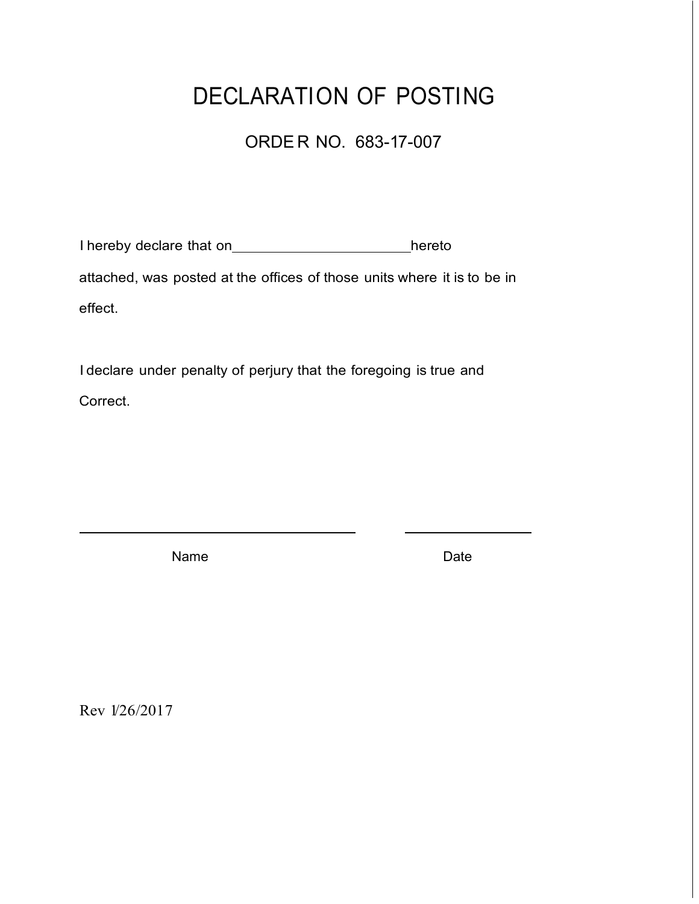# DECLARATION OF POSTING

## ORDER NO. 683-17-007

I hereby declare that on \_\_\_\_\_\_\_\_\_\_\_\_\_\_\_\_\_\_\_\_\_\_\_\_ hereto attached, was posted at the offices of those units where it is to be in effect.

I declare under penalty of perjury that the foregoing is true and Correct.

\_\_\_\_\_\_\_\_\_\_\_\_\_\_\_\_\_\_\_\_\_\_\_\_\_\_\_\_\_\_\_\_\_\_\_\_ \_\_\_\_\_\_\_\_\_\_\_\_\_\_\_\_\_\_\_\_

Name Date

Rev 1/26/2017